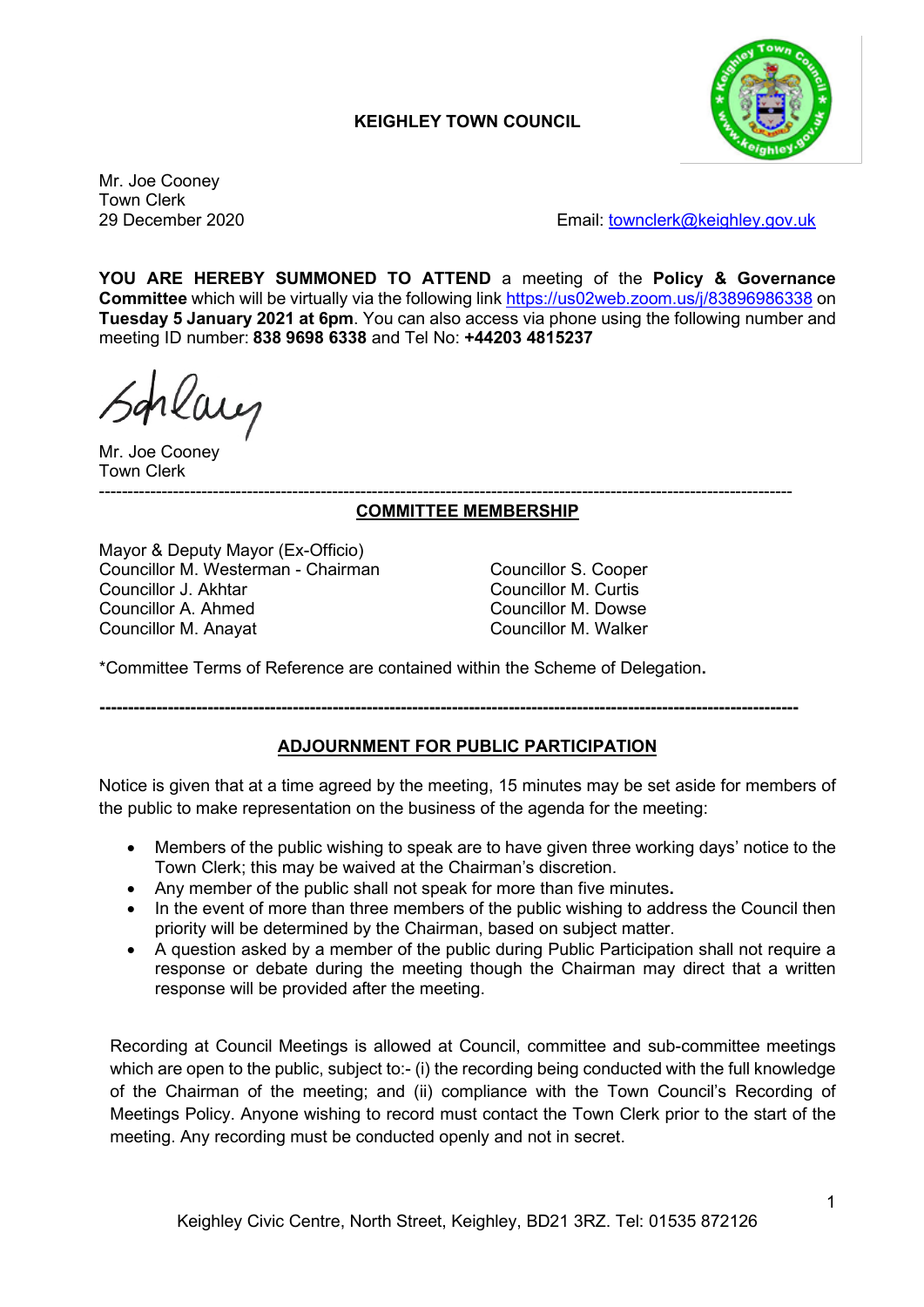**KEIGHLEY TOWN COUNCIL**

Mr. Joe Cooney
Town Clerk
29 December 2020

Email: townclerk@keighley.gov.uk

**YOU ARE HEREBY SUMMONED TO ATTEND** a meeting of the **Policy & Governance Committee** which will be virtually via the following link https://us02web.zoom.us/j/83896986338 on **Tuesday 5 January 2021 at 6pm**. You can also access via phone using the following number and meeting ID number: **838 9698 6338** and Tel No: **+44203 4815237**

Mr. Joe Cooney
Town Clerk

---

## COMMITTEE MEMBERSHIP

Mayor & Deputy Mayor (Ex-Officio)
Councillor M. Westerman - Chairman
Councillor J. Akhtar
Councillor A. Ahmed
Councillor M. Anayat
Councillor S. Cooper
Councillor M. Curtis
Councillor M. Dowse
Councillor M. Walker

*Committee Terms of Reference are contained within the Scheme of Delegation**.**

---

## ADJOURNMENT FOR PUBLIC PARTICIPATION

Notice is given that at a time agreed by the meeting, 15 minutes may be set aside for members of the public to make representation on the business of the agenda for the meeting:

- Members of the public wishing to speak are to have given three working days' notice to the Town Clerk; this may be waived at the Chairman's discretion.
- Any member of the public shall not speak for more than five minutes**.**
- In the event of more than three members of the public wishing to address the Council then priority will be determined by the Chairman, based on subject matter.
- A question asked by a member of the public during Public Participation shall not require a response or debate during the meeting though the Chairman may direct that a written response will be provided after the meeting.

Recording at Council Meetings is allowed at Council, committee and sub-committee meetings which are open to the public, subject to:- (i) the recording being conducted with the full knowledge of the Chairman of the meeting; and (ii) compliance with the Town Council's Recording of Meetings Policy. Anyone wishing to record must contact the Town Clerk prior to the start of the meeting. Any recording must be conducted openly and not in secret.

Keighley Civic Centre, North Street, Keighley, BD21 3RZ. Tel: 01535 872126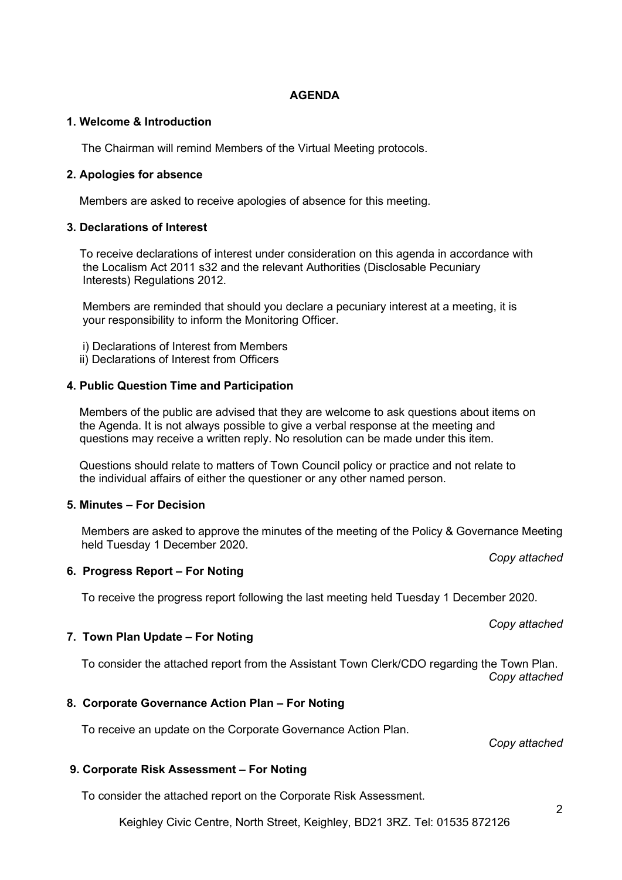**AGENDA**

**1. Welcome & Introduction**

The Chairman will remind Members of the Virtual Meeting protocols.

**2. Apologies for absence**

Members are asked to receive apologies of absence for this meeting.

**3. Declarations of Interest**

To receive declarations of interest under consideration on this agenda in accordance with the Localism Act 2011 s32 and the relevant Authorities (Disclosable Pecuniary Interests) Regulations 2012.

Members are reminded that should you declare a pecuniary interest at a meeting, it is your responsibility to inform the Monitoring Officer.

i) Declarations of Interest from Members
ii) Declarations of Interest from Officers

**4. Public Question Time and Participation**

Members of the public are advised that they are welcome to ask questions about items on the Agenda. It is not always possible to give a verbal response at the meeting and questions may receive a written reply. No resolution can be made under this item.

Questions should relate to matters of Town Council policy or practice and not relate to the individual affairs of either the questioner or any other named person.

**5. Minutes – For Decision**

Members are asked to approve the minutes of the meeting of the Policy & Governance Meeting held Tuesday 1 December 2020.

*Copy attached*

**6. Progress Report – For Noting**

To receive the progress report following the last meeting held Tuesday 1 December 2020.

*Copy attached*

**7. Town Plan Update – For Noting**

To consider the attached report from the Assistant Town Clerk/CDO regarding the Town Plan.

*Copy attached*

**8. Corporate Governance Action Plan – For Noting**

To receive an update on the Corporate Governance Action Plan.

*Copy attached*

**9. Corporate Risk Assessment – For Noting**

To consider the attached report on the Corporate Risk Assessment.

Keighley Civic Centre, North Street, Keighley, BD21 3RZ. Tel: 01535 872126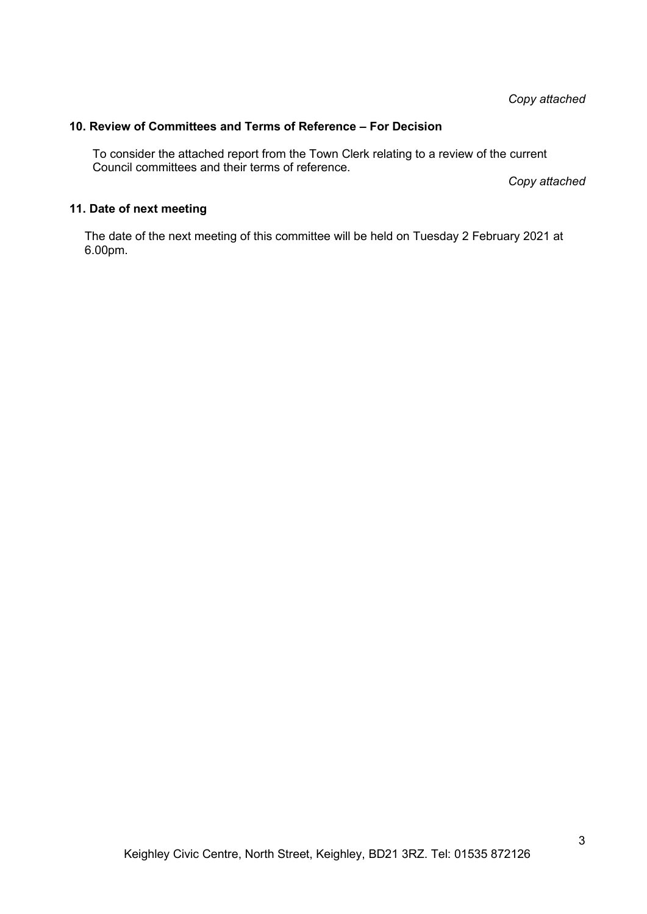*Copy attached*

**10. Review of Committees and Terms of Reference – For Decision**

To consider the attached report from the Town Clerk relating to a review of the current Council committees and their terms of reference.

*Copy attached*

**11. Date of next meeting**

The date of the next meeting of this committee will be held on Tuesday 2 February 2021 at 6.00pm.

Keighley Civic Centre, North Street, Keighley, BD21 3RZ. Tel: 01535 872126